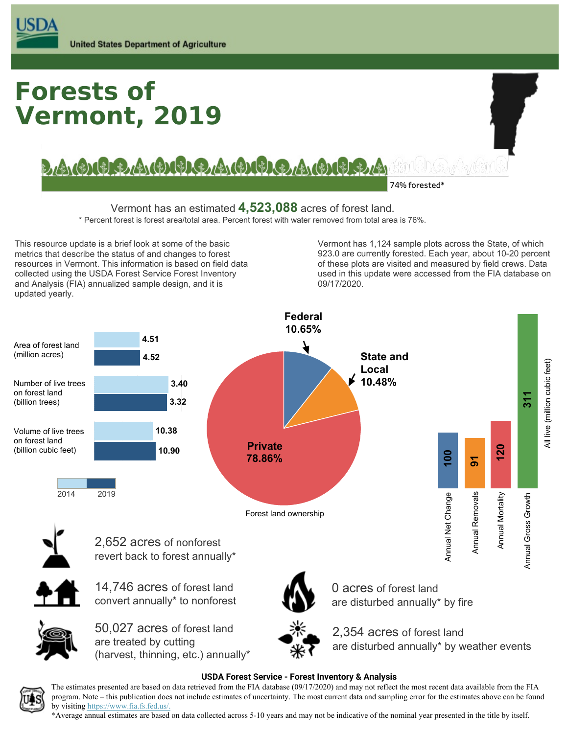United States Department of Agriculture

# Forests of Vermont, 2019

74% forested*

Vermont has an estimated **4,523,088** acres of forest land.

\* Percent forest is forest area/total area. Percent forest with water removed from total area is 76%.

This resource update is a brief look at some of the basic metrics that describe the status of and changes to forest resources in Vermont. This information is based on field data collected using the USDA Forest Service Forest Inventory and Analysis (FIA) annualized sample design, and it is updated yearly.

Vermont has 1,124 sample plots across the State, of which 923.0 are currently forested. Each year, about 10-20 percent of these plots are visited and measured by field crews. Data used in this update were accessed from the FIA database on 09/17/2020.

| | 2014 | 2019 |
|---|---|---|
| Area of forest land (million acres) | 4.51 | 4.52 |
| Number of live trees on forest land (billion trees) | 3.40 | 3.32 |
| Volume of live trees on forest land (billion cubic feet) | 10.38 | 10.90 |

**Forest land ownership**

| Owner | Percent |
|---|---|
| Private | 78.86% |
| Federal | 10.65% |
| State and Local | 10.48% |

**All live (million cubic feet)**

| Component | Value |
|---|---|
| Annual Net Change | 100 |
| Annual Removals | 91 |
| Annual Mortality | 120 |
| Annual Gross Growth | 311 |

2,652 acres of nonforest revert back to forest annually*

14,746 acres of forest land convert annually* to nonforest

50,027 acres of forest land are treated by cutting (harvest, thinning, etc.) annually*

0 acres of forest land are disturbed annually* by fire

2,354 acres of forest land are disturbed annually* by weather events

**USDA Forest Service - Forest Inventory & Analysis**

The estimates presented are based on data retrieved from the FIA database (09/17/2020) and may not reflect the most recent data available from the FIA program. Note – this publication does not include estimates of uncertainty. The most current data and sampling error for the estimates above can be found by visiting https://www.fia.fs.fed.us/.

\*Average annual estimates are based on data collected across 5-10 years and may not be indicative of the nominal year presented in the title by itself.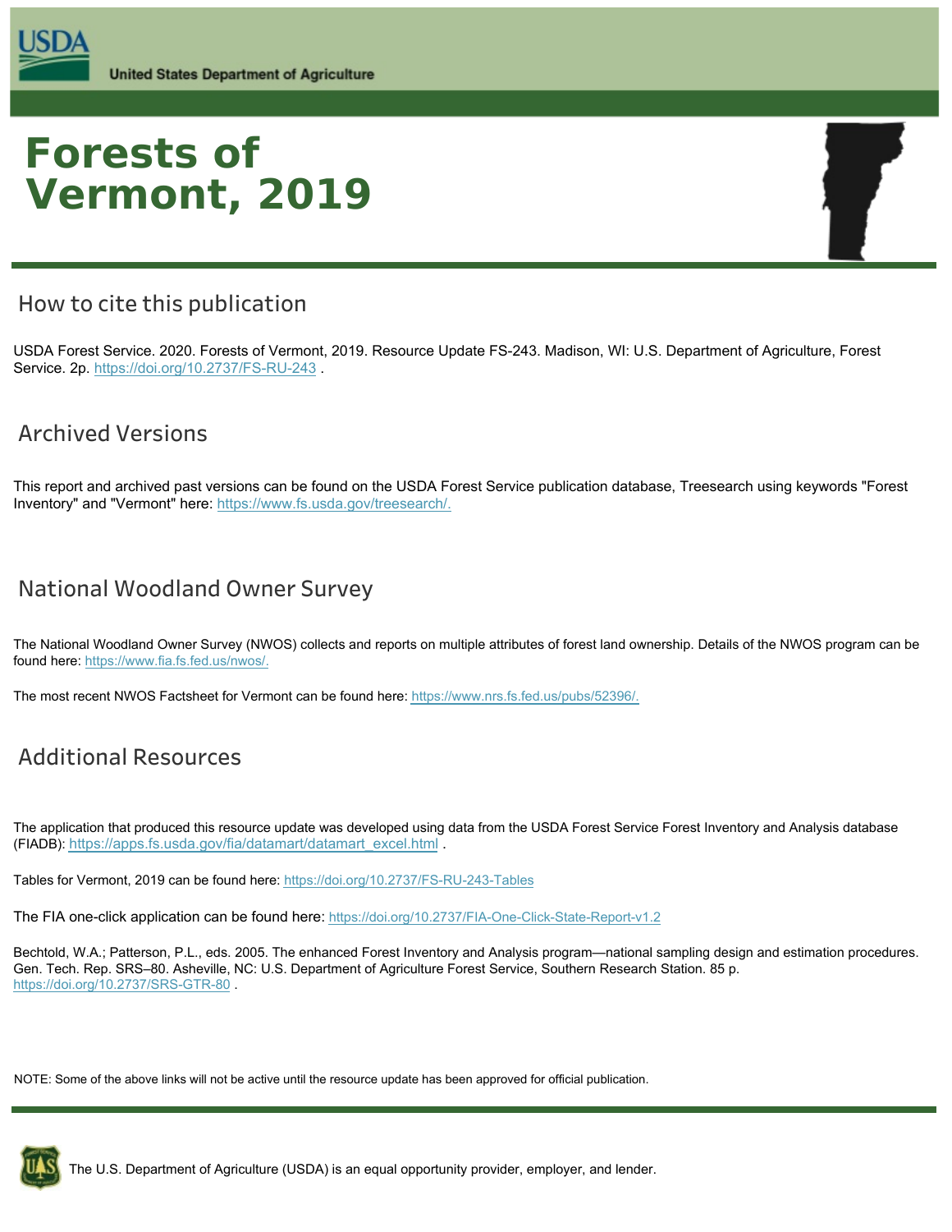# Forests of Vermont, 2019

## How to cite this publication

USDA Forest Service. 2020. Forests of Vermont, 2019. Resource Update FS-243. Madison, WI: U.S. Department of Agriculture, Forest Service. 2p. https://doi.org/10.2737/FS-RU-243 .

## Archived Versions

This report and archived past versions can be found on the USDA Forest Service publication database, Treesearch using keywords "Forest Inventory" and "Vermont" here: https://www.fs.usda.gov/treesearch/.

## National Woodland Owner Survey

The National Woodland Owner Survey (NWOS) collects and reports on multiple attributes of forest land ownership. Details of the NWOS program can be found here: https://www.fia.fs.fed.us/nwos/.

The most recent NWOS Factsheet for Vermont can be found here: https://www.nrs.fs.fed.us/pubs/52396/.

## Additional Resources

The application that produced this resource update was developed using data from the USDA Forest Service Forest Inventory and Analysis database (FIADB): https://apps.fs.usda.gov/fia/datamart/datamart_excel.html .

Tables for Vermont, 2019 can be found here: https://doi.org/10.2737/FS-RU-243-Tables

The FIA one-click application can be found here: https://doi.org/10.2737/FIA-One-Click-State-Report-v1.2

Bechtold, W.A.; Patterson, P.L., eds. 2005. The enhanced Forest Inventory and Analysis program—national sampling design and estimation procedures. Gen. Tech. Rep. SRS–80. Asheville, NC: U.S. Department of Agriculture Forest Service, Southern Research Station. 85 p. https://doi.org/10.2737/SRS-GTR-80 .

NOTE: Some of the above links will not be active until the resource update has been approved for official publication.

The U.S. Department of Agriculture (USDA) is an equal opportunity provider, employer, and lender.